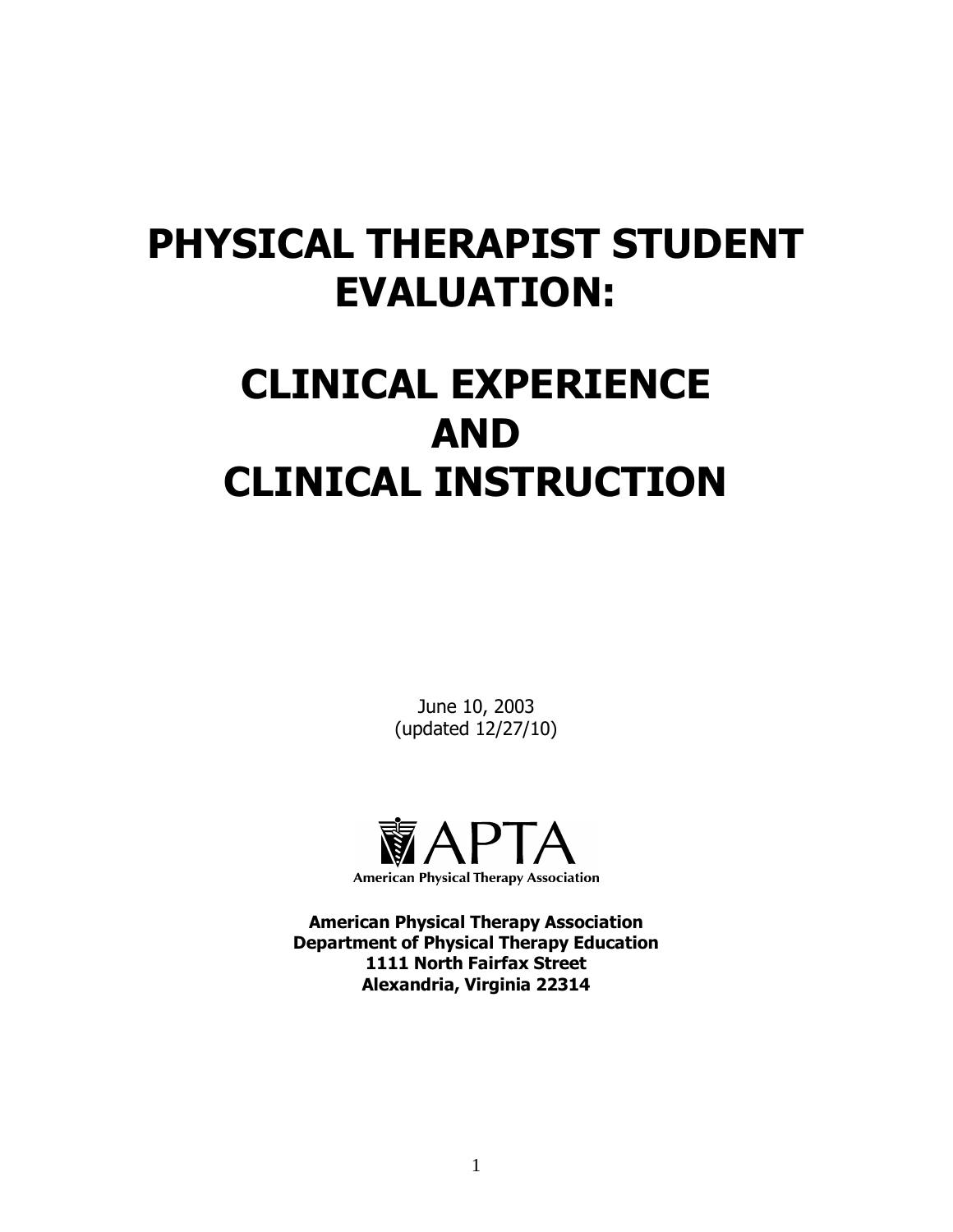# PHYSICAL THERAPIST STUDENT EVALUATION:

# CLINICAL EXPERIENCE AND CLINICAL INSTRUCTION

June 10, 2003
(updated 12/27/10)

APTA
American Physical Therapy Association

**American Physical Therapy Association**
**Department of Physical Therapy Education**
**1111 North Fairfax Street**
**Alexandria, Virginia 22314**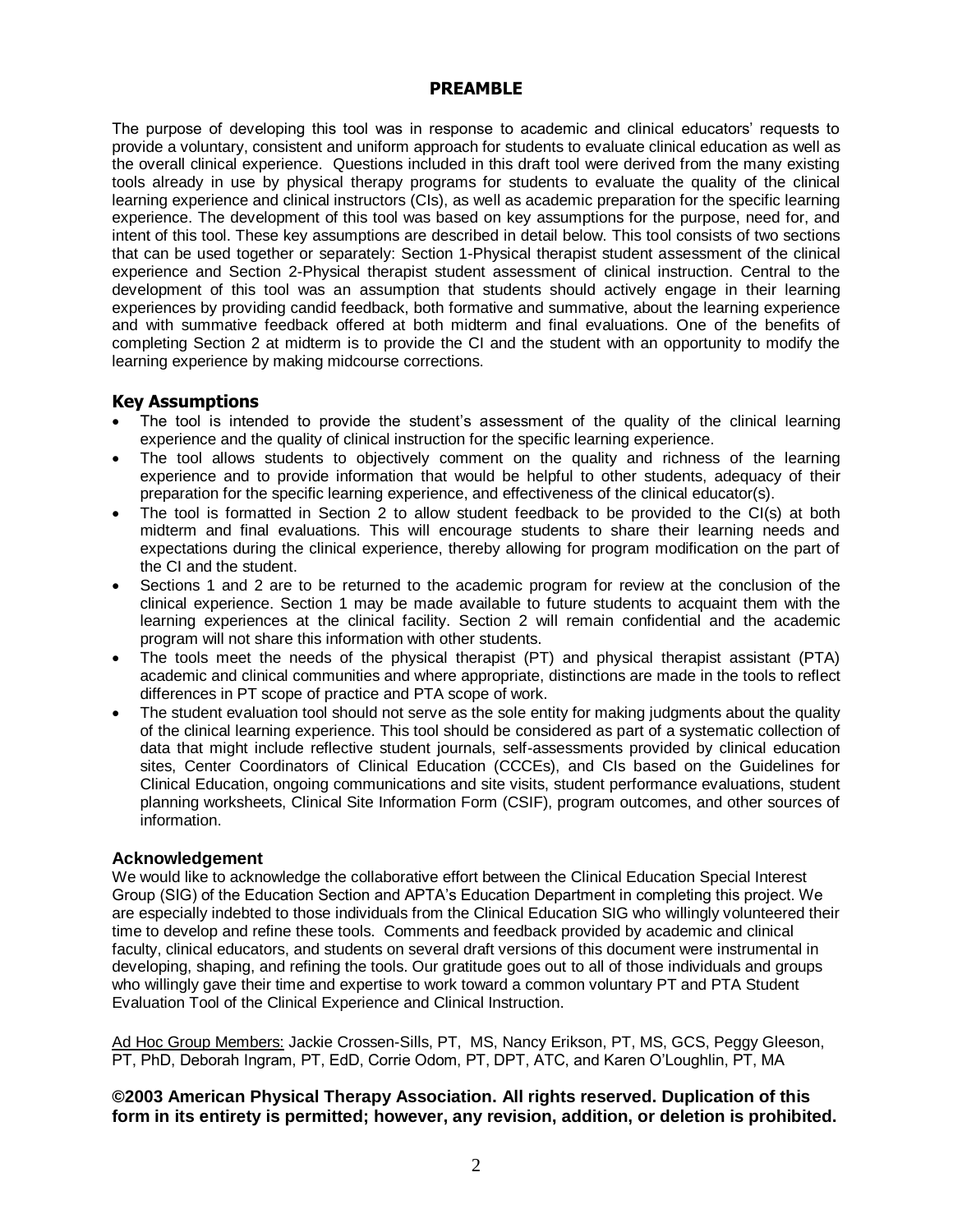## PREAMBLE

The purpose of developing this tool was in response to academic and clinical educators' requests to provide a voluntary, consistent and uniform approach for students to evaluate clinical education as well as the overall clinical experience. Questions included in this draft tool were derived from the many existing tools already in use by physical therapy programs for students to evaluate the quality of the clinical learning experience and clinical instructors (CIs), as well as academic preparation for the specific learning experience. The development of this tool was based on key assumptions for the purpose, need for, and intent of this tool. These key assumptions are described in detail below. This tool consists of two sections that can be used together or separately: Section 1-Physical therapist student assessment of the clinical experience and Section 2-Physical therapist student assessment of clinical instruction. Central to the development of this tool was an assumption that students should actively engage in their learning experiences by providing candid feedback, both formative and summative, about the learning experience and with summative feedback offered at both midterm and final evaluations. One of the benefits of completing Section 2 at midterm is to provide the CI and the student with an opportunity to modify the learning experience by making midcourse corrections.

### Key Assumptions

- The tool is intended to provide the student's assessment of the quality of the clinical learning experience and the quality of clinical instruction for the specific learning experience.
- The tool allows students to objectively comment on the quality and richness of the learning experience and to provide information that would be helpful to other students, adequacy of their preparation for the specific learning experience, and effectiveness of the clinical educator(s).
- The tool is formatted in Section 2 to allow student feedback to be provided to the CI(s) at both midterm and final evaluations. This will encourage students to share their learning needs and expectations during the clinical experience, thereby allowing for program modification on the part of the CI and the student.
- Sections 1 and 2 are to be returned to the academic program for review at the conclusion of the clinical experience. Section 1 may be made available to future students to acquaint them with the learning experiences at the clinical facility. Section 2 will remain confidential and the academic program will not share this information with other students.
- The tools meet the needs of the physical therapist (PT) and physical therapist assistant (PTA) academic and clinical communities and where appropriate, distinctions are made in the tools to reflect differences in PT scope of practice and PTA scope of work.
- The student evaluation tool should not serve as the sole entity for making judgments about the quality of the clinical learning experience. This tool should be considered as part of a systematic collection of data that might include reflective student journals, self-assessments provided by clinical education sites, Center Coordinators of Clinical Education (CCCEs), and CIs based on the Guidelines for Clinical Education, ongoing communications and site visits, student performance evaluations, student planning worksheets, Clinical Site Information Form (CSIF), program outcomes, and other sources of information.

### Acknowledgement

We would like to acknowledge the collaborative effort between the Clinical Education Special Interest Group (SIG) of the Education Section and APTA's Education Department in completing this project. We are especially indebted to those individuals from the Clinical Education SIG who willingly volunteered their time to develop and refine these tools. Comments and feedback provided by academic and clinical faculty, clinical educators, and students on several draft versions of this document were instrumental in developing, shaping, and refining the tools. Our gratitude goes out to all of those individuals and groups who willingly gave their time and expertise to work toward a common voluntary PT and PTA Student Evaluation Tool of the Clinical Experience and Clinical Instruction.

Ad Hoc Group Members: Jackie Crossen-Sills, PT, MS, Nancy Erikson, PT, MS, GCS, Peggy Gleeson, PT, PhD, Deborah Ingram, PT, EdD, Corrie Odom, PT, DPT, ATC, and Karen O'Loughlin, PT, MA

**©2003 American Physical Therapy Association. All rights reserved. Duplication of this form in its entirety is permitted; however, any revision, addition, or deletion is prohibited.**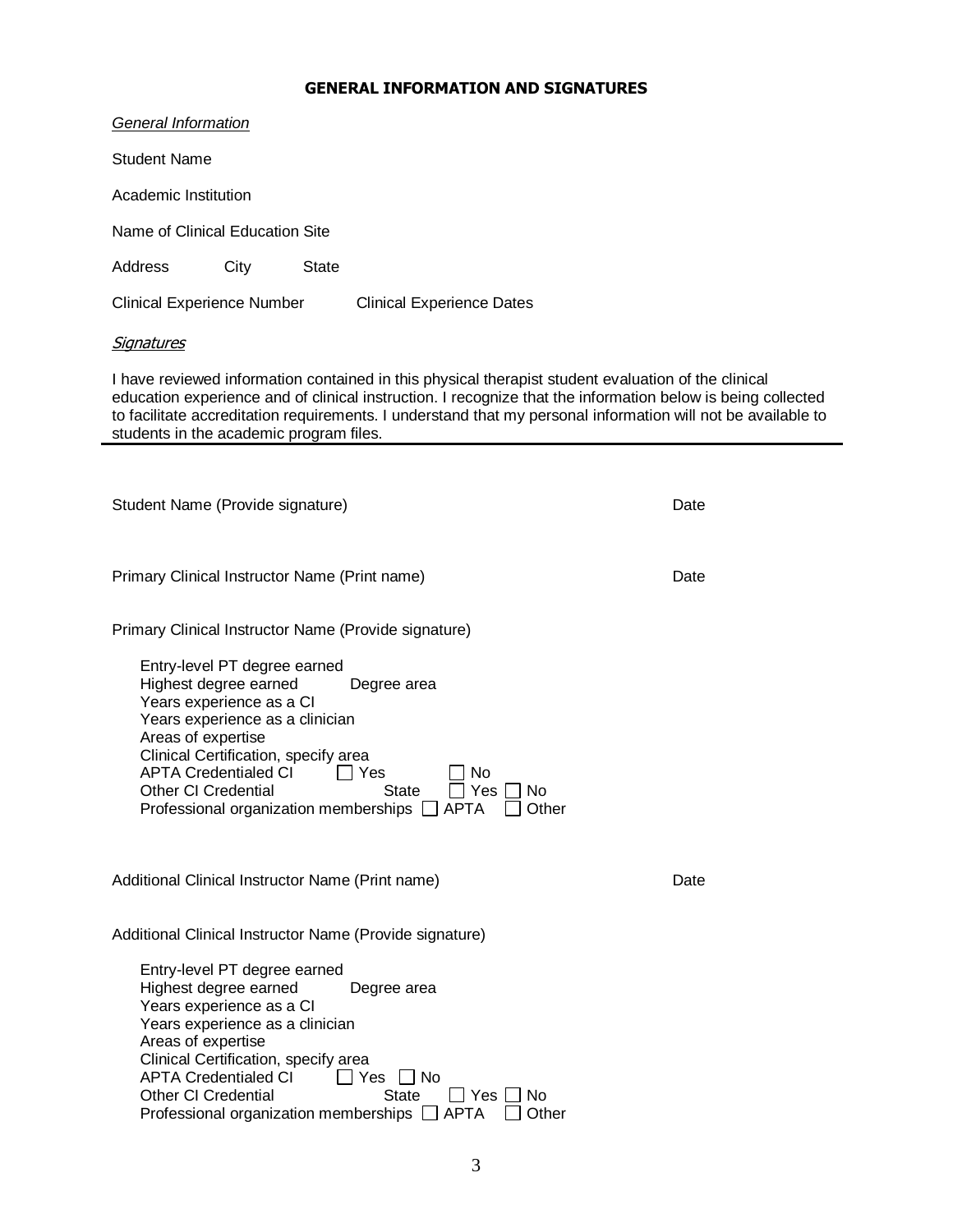## GENERAL INFORMATION AND SIGNATURES

*General Information*

Student Name

Academic Institution

Name of Clinical Education Site

Address City State

Clinical Experience Number Clinical Experience Dates

*Signatures*

I have reviewed information contained in this physical therapist student evaluation of the clinical education experience and of clinical instruction. I recognize that the information below is being collected to facilitate accreditation requirements. I understand that my personal information will not be available to students in the academic program files.

---

Student Name (Provide signature) Date

Primary Clinical Instructor Name (Print name) Date

Primary Clinical Instructor Name (Provide signature)

Entry-level PT degree earned
Highest degree earned Degree area
Years experience as a CI
Years experience as a clinician
Areas of expertise
Clinical Certification, specify area
APTA Credentialed CI ☐ Yes ☐ No
Other CI Credential State ☐ Yes ☐ No
Professional organization memberships ☐ APTA ☐ Other

Additional Clinical Instructor Name (Print name) Date

Additional Clinical Instructor Name (Provide signature)

Entry-level PT degree earned
Highest degree earned Degree area
Years experience as a CI
Years experience as a clinician
Areas of expertise
Clinical Certification, specify area
APTA Credentialed CI ☐ Yes ☐ No
Other CI Credential State ☐ Yes ☐ No
Professional organization memberships ☐ APTA ☐ Other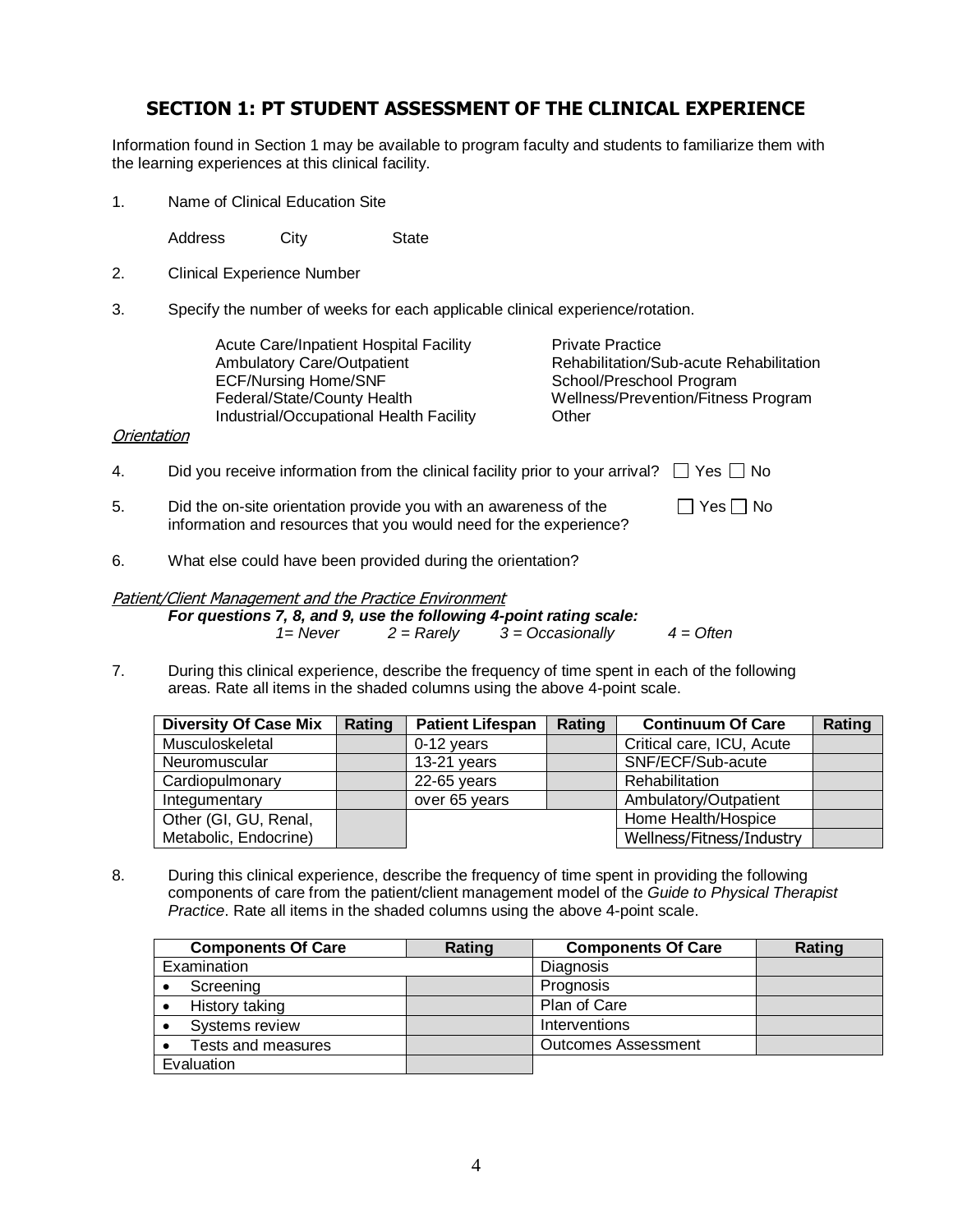## SECTION 1: PT STUDENT ASSESSMENT OF THE CLINICAL EXPERIENCE

Information found in Section 1 may be available to program faculty and students to familiarize them with the learning experiences at this clinical facility.

1. Name of Clinical Education Site

   Address City State

2. Clinical Experience Number

3. Specify the number of weeks for each applicable clinical experience/rotation.

   - Acute Care/Inpatient Hospital Facility
   - Ambulatory Care/Outpatient
   - ECF/Nursing Home/SNF
   - Federal/State/County Health
   - Industrial/Occupational Health Facility
   - Private Practice
   - Rehabilitation/Sub-acute Rehabilitation
   - School/Preschool Program
   - Wellness/Prevention/Fitness Program
   - Other

*Orientation*

4. Did you receive information from the clinical facility prior to your arrival? ☐ Yes ☐ No

5. Did the on-site orientation provide you with an awareness of the information and resources that you would need for the experience? ☐ Yes ☐ No

6. What else could have been provided during the orientation?

*Patient/Client Management and the Practice Environment*

***For questions 7, 8, and 9, use the following 4-point rating scale:***

*1= Never 2 = Rarely 3 = Occasionally 4 = Often*

7. During this clinical experience, describe the frequency of time spent in each of the following areas. Rate all items in the shaded columns using the above 4-point scale.

| Diversity Of Case Mix | Rating | Patient Lifespan | Rating | Continuum Of Care | Rating |
|---|---|---|---|---|---|
| Musculoskeletal | | 0-12 years | | Critical care, ICU, Acute | |
| Neuromuscular | | 13-21 years | | SNF/ECF/Sub-acute | |
| Cardiopulmonary | | 22-65 years | | Rehabilitation | |
| Integumentary | | over 65 years | | Ambulatory/Outpatient | |
| Other (GI, GU, Renal, Metabolic, Endocrine) | | | | Home Health/Hospice | |
| | | | | Wellness/Fitness/Industry | |

8. During this clinical experience, describe the frequency of time spent in providing the following components of care from the patient/client management model of the *Guide to Physical Therapist Practice*. Rate all items in the shaded columns using the above 4-point scale.

| Components Of Care | Rating | Components Of Care | Rating |
|---|---|---|---|
| Examination | | Diagnosis | |
| • Screening | | Prognosis | |
| • History taking | | Plan of Care | |
| • Systems review | | Interventions | |
| • Tests and measures | | Outcomes Assessment | |
| Evaluation | | | |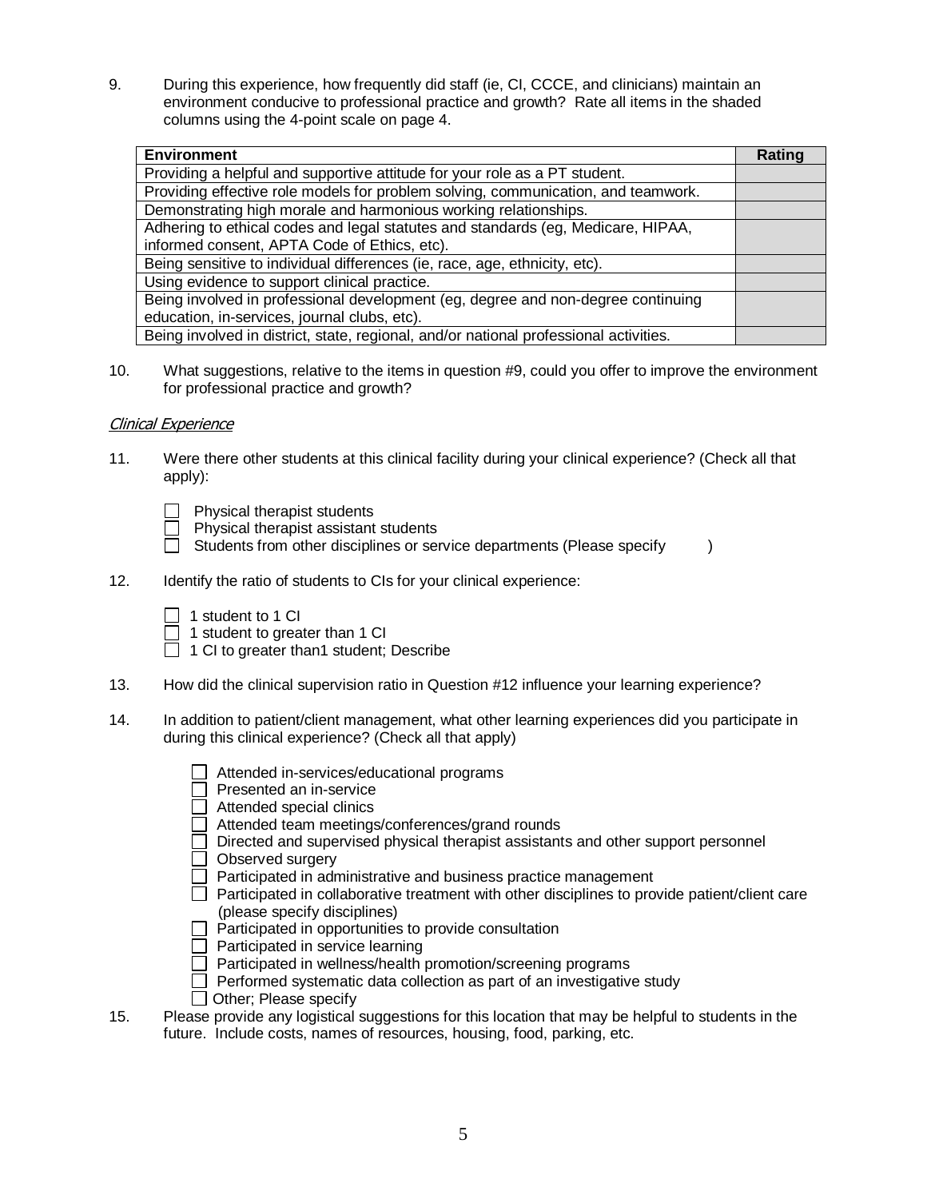9. During this experience, how frequently did staff (ie, CI, CCCE, and clinicians) maintain an environment conducive to professional practice and growth? Rate all items in the shaded columns using the 4-point scale on page 4.

| Environment | Rating |
|---|---|
| Providing a helpful and supportive attitude for your role as a PT student. | |
| Providing effective role models for problem solving, communication, and teamwork. | |
| Demonstrating high morale and harmonious working relationships. | |
| Adhering to ethical codes and legal statutes and standards (eg, Medicare, HIPAA, informed consent, APTA Code of Ethics, etc). | |
| Being sensitive to individual differences (ie, race, age, ethnicity, etc). | |
| Using evidence to support clinical practice. | |
| Being involved in professional development (eg, degree and non-degree continuing education, in-services, journal clubs, etc). | |
| Being involved in district, state, regional, and/or national professional activities. | |

10. What suggestions, relative to the items in question #9, could you offer to improve the environment for professional practice and growth?

*Clinical Experience*

11. Were there other students at this clinical facility during your clinical experience? (Check all that apply):

- ☐ Physical therapist students
- ☐ Physical therapist assistant students
- ☐ Students from other disciplines or service departments (Please specify )

12. Identify the ratio of students to CIs for your clinical experience:

- ☐ 1 student to 1 CI
- ☐ 1 student to greater than 1 CI
- ☐ 1 CI to greater than1 student; Describe

13. How did the clinical supervision ratio in Question #12 influence your learning experience?

14. In addition to patient/client management, what other learning experiences did you participate in during this clinical experience? (Check all that apply)

- ☐ Attended in-services/educational programs
- ☐ Presented an in-service
- ☐ Attended special clinics
- ☐ Attended team meetings/conferences/grand rounds
- ☐ Directed and supervised physical therapist assistants and other support personnel
- ☐ Observed surgery
- ☐ Participated in administrative and business practice management
- ☐ Participated in collaborative treatment with other disciplines to provide patient/client care (please specify disciplines)
- ☐ Participated in opportunities to provide consultation
- ☐ Participated in service learning
- ☐ Participated in wellness/health promotion/screening programs
- ☐ Performed systematic data collection as part of an investigative study
- ☐ Other; Please specify

15. Please provide any logistical suggestions for this location that may be helpful to students in the future. Include costs, names of resources, housing, food, parking, etc.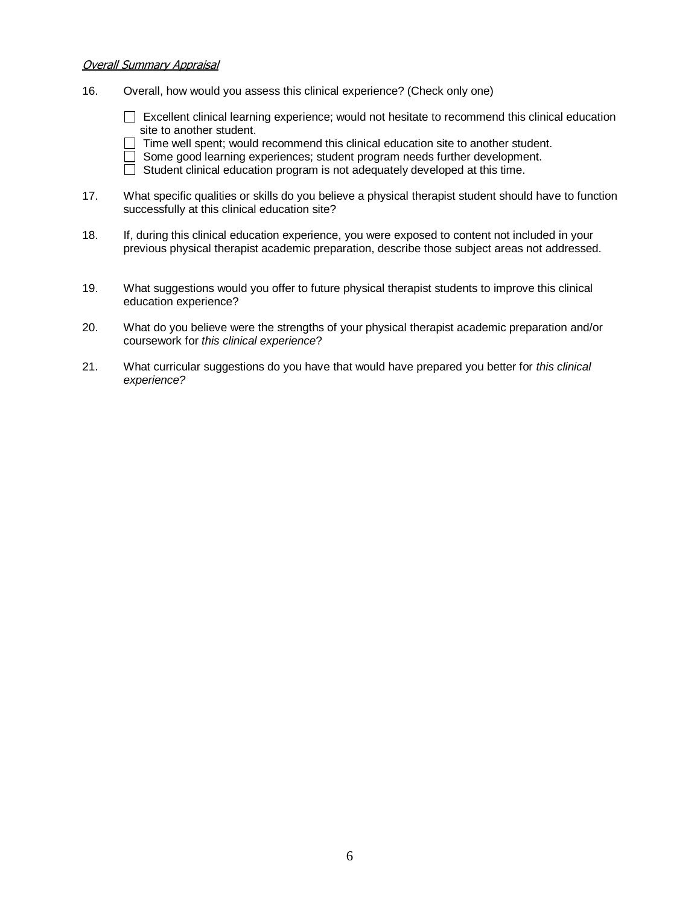*Overall Summary Appraisal*

16. Overall, how would you assess this clinical experience? (Check only one)

    - ☐ Excellent clinical learning experience; would not hesitate to recommend this clinical education site to another student.
    - ☐ Time well spent; would recommend this clinical education site to another student.
    - ☐ Some good learning experiences; student program needs further development.
    - ☐ Student clinical education program is not adequately developed at this time.

17. What specific qualities or skills do you believe a physical therapist student should have to function successfully at this clinical education site?

18. If, during this clinical education experience, you were exposed to content not included in your previous physical therapist academic preparation, describe those subject areas not addressed.

19. What suggestions would you offer to future physical therapist students to improve this clinical education experience?

20. What do you believe were the strengths of your physical therapist academic preparation and/or coursework for *this clinical experience*?

21. What curricular suggestions do you have that would have prepared you better for *this clinical experience?*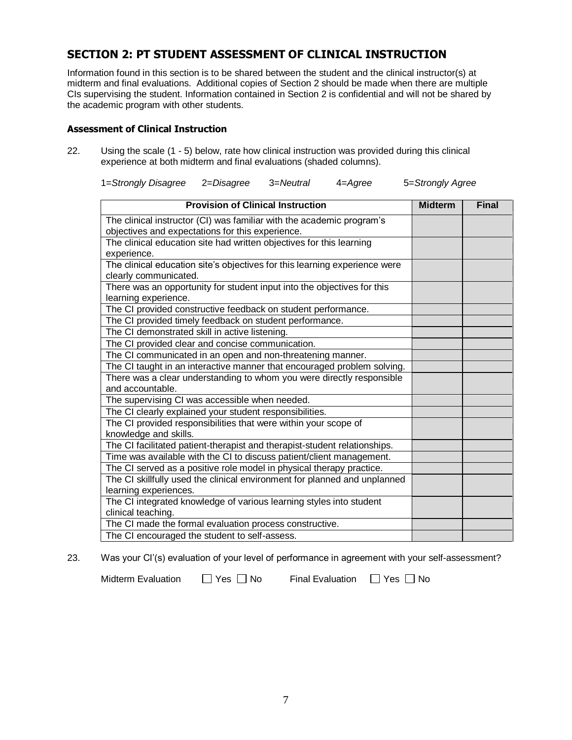## SECTION 2: PT STUDENT ASSESSMENT OF CLINICAL INSTRUCTION

Information found in this section is to be shared between the student and the clinical instructor(s) at midterm and final evaluations. Additional copies of Section 2 should be made when there are multiple CIs supervising the student. Information contained in Section 2 is confidential and will not be shared by the academic program with other students.

### Assessment of Clinical Instruction

22. Using the scale (1 - 5) below, rate how clinical instruction was provided during this clinical experience at both midterm and final evaluations (shaded columns).

1=*Strongly Disagree* 2=*Disagree* 3=*Neutral* 4=*Agree* 5=*Strongly Agree*

| Provision of Clinical Instruction | Midterm | Final |
|---|---|---|
| The clinical instructor (CI) was familiar with the academic program's objectives and expectations for this experience. | | |
| The clinical education site had written objectives for this learning experience. | | |
| The clinical education site's objectives for this learning experience were clearly communicated. | | |
| There was an opportunity for student input into the objectives for this learning experience. | | |
| The CI provided constructive feedback on student performance. | | |
| The CI provided timely feedback on student performance. | | |
| The CI demonstrated skill in active listening. | | |
| The CI provided clear and concise communication. | | |
| The CI communicated in an open and non-threatening manner. | | |
| The CI taught in an interactive manner that encouraged problem solving. | | |
| There was a clear understanding to whom you were directly responsible and accountable. | | |
| The supervising CI was accessible when needed. | | |
| The CI clearly explained your student responsibilities. | | |
| The CI provided responsibilities that were within your scope of knowledge and skills. | | |
| The CI facilitated patient-therapist and therapist-student relationships. | | |
| Time was available with the CI to discuss patient/client management. | | |
| The CI served as a positive role model in physical therapy practice. | | |
| The CI skillfully used the clinical environment for planned and unplanned learning experiences. | | |
| The CI integrated knowledge of various learning styles into student clinical teaching. | | |
| The CI made the formal evaluation process constructive. | | |
| The CI encouraged the student to self-assess. | | |

23. Was your CI'(s) evaluation of your level of performance in agreement with your self-assessment?

Midterm Evaluation ☐ Yes ☐ No Final Evaluation ☐ Yes ☐ No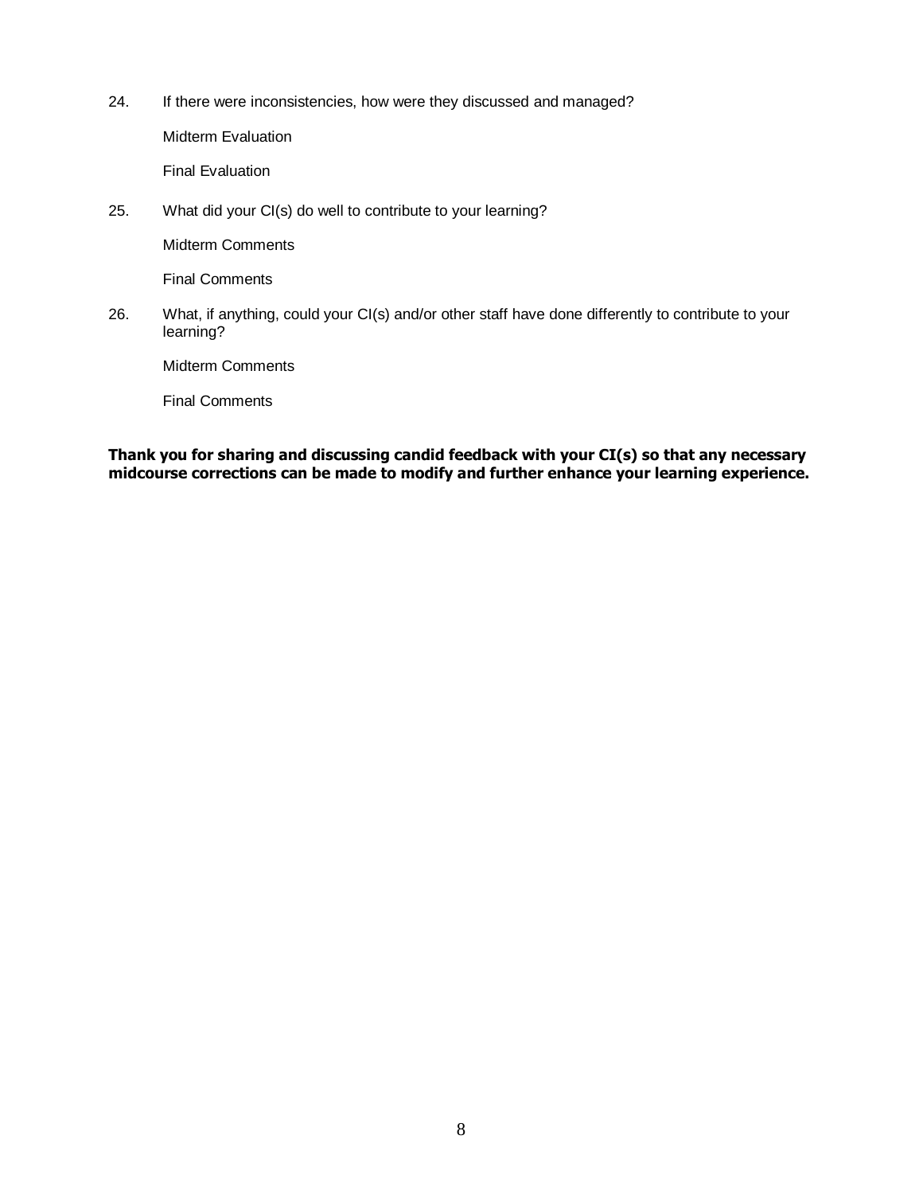24. If there were inconsistencies, how were they discussed and managed?

    Midterm Evaluation

    Final Evaluation

25. What did your CI(s) do well to contribute to your learning?

    Midterm Comments

    Final Comments

26. What, if anything, could your CI(s) and/or other staff have done differently to contribute to your learning?

    Midterm Comments

    Final Comments

**Thank you for sharing and discussing candid feedback with your CI(s) so that any necessary midcourse corrections can be made to modify and further enhance your learning experience.**